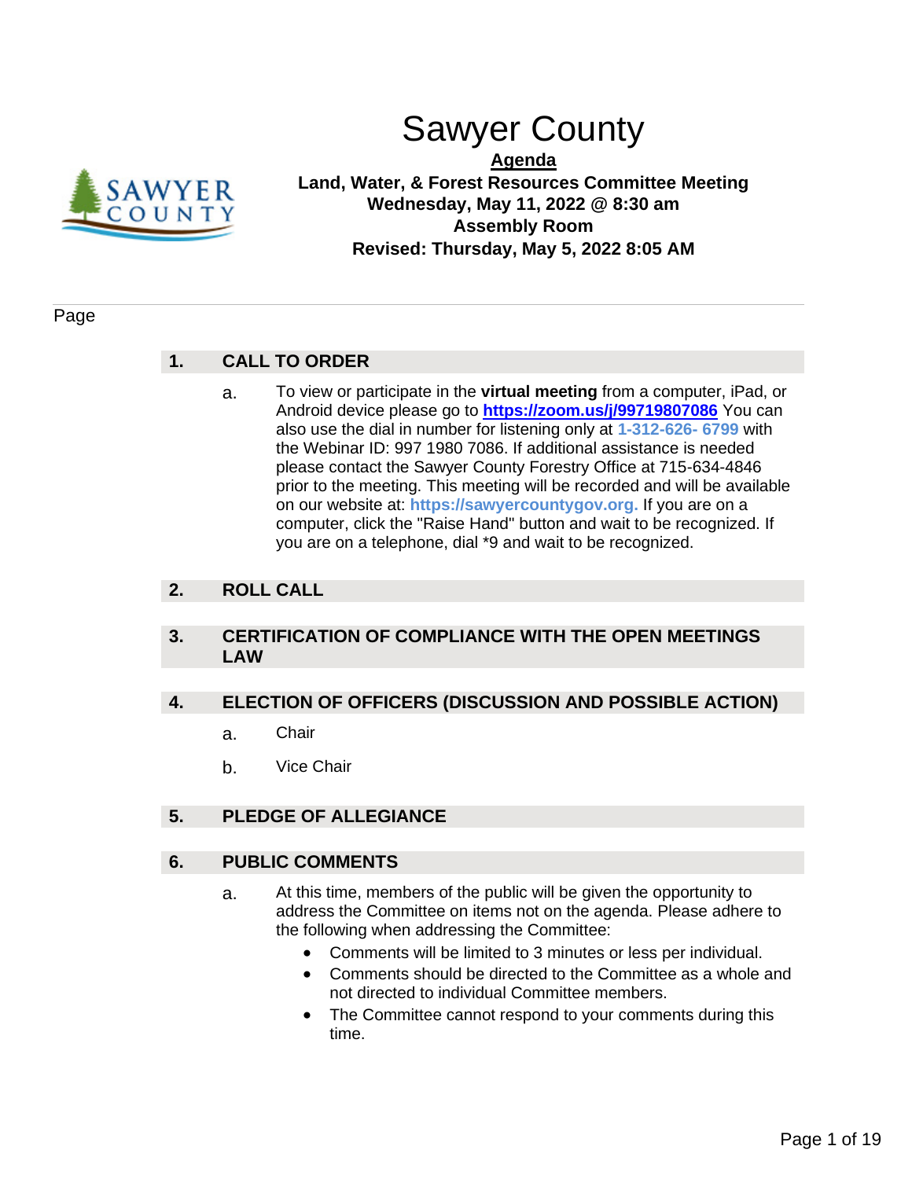# Sawyer County

**Agenda**

**Land, Water, & Forest Resources Committee Meeting**
**Wednesday, May 11, 2022 @ 8:30 am**
**Assembly Room**
**Revised: Thursday, May 5, 2022 8:05 AM**

Page

## 1. CALL TO ORDER

a. To view or participate in the **virtual meeting** from a computer, iPad, or Android device please go to **https://zoom.us/j/99719807086** You can also use the dial in number for listening only at **1-312-626- 6799** with the Webinar ID: 997 1980 7086. If additional assistance is needed please contact the Sawyer County Forestry Office at 715-634-4846 prior to the meeting. This meeting will be recorded and will be available on our website at: **https://sawyercountygov.org.** If you are on a computer, click the "Raise Hand" button and wait to be recognized. If you are on a telephone, dial *9 and wait to be recognized.

## 2. ROLL CALL

## 3. CERTIFICATION OF COMPLIANCE WITH THE OPEN MEETINGS LAW

## 4. ELECTION OF OFFICERS (DISCUSSION AND POSSIBLE ACTION)

a. Chair

b. Vice Chair

## 5. PLEDGE OF ALLEGIANCE

## 6. PUBLIC COMMENTS

a. At this time, members of the public will be given the opportunity to address the Committee on items not on the agenda. Please adhere to the following when addressing the Committee:

- Comments will be limited to 3 minutes or less per individual.
- Comments should be directed to the Committee as a whole and not directed to individual Committee members.
- The Committee cannot respond to your comments during this time.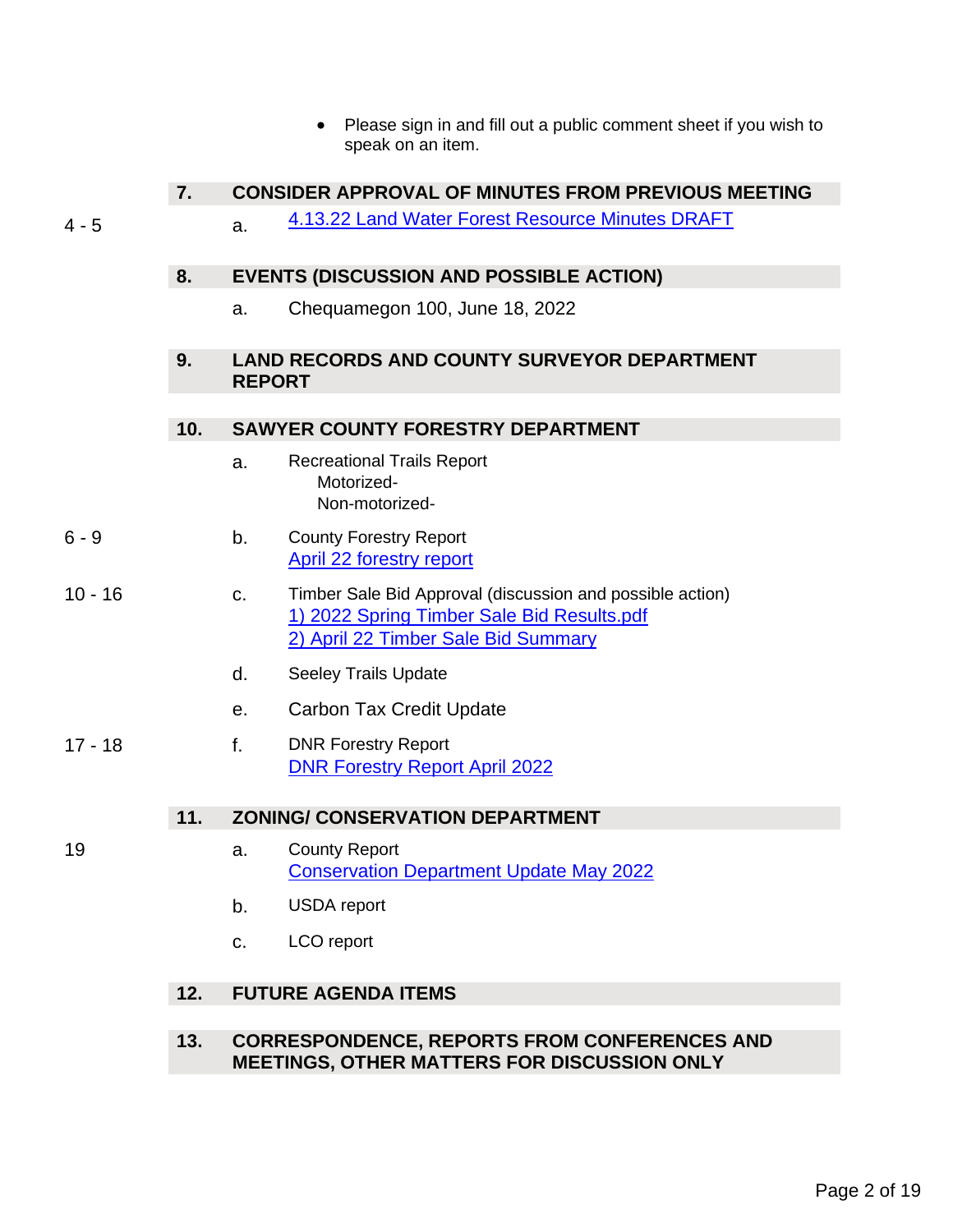- Please sign in and fill out a public comment sheet if you wish to speak on an item.

## 7. CONSIDER APPROVAL OF MINUTES FROM PREVIOUS MEETING

4 - 5 a. 4.13.22 Land Water Forest Resource Minutes DRAFT

## 8. EVENTS (DISCUSSION AND POSSIBLE ACTION)

a. Chequamegon 100, June 18, 2022

## 9. LAND RECORDS AND COUNTY SURVEYOR DEPARTMENT REPORT

## 10. SAWYER COUNTY FORESTRY DEPARTMENT

a. Recreational Trails Report
   Motorized-
   Non-motorized-

6 - 9 b. County Forestry Report
   April 22 forestry report

10 - 16 c. Timber Sale Bid Approval (discussion and possible action)
   1) 2022 Spring Timber Sale Bid Results.pdf
   2) April 22 Timber Sale Bid Summary

d. Seeley Trails Update

e. Carbon Tax Credit Update

17 - 18 f. DNR Forestry Report
   DNR Forestry Report April 2022

## 11. ZONING/ CONSERVATION DEPARTMENT

19 a. County Report
   Conservation Department Update May 2022

b. USDA report

c. LCO report

## 12. FUTURE AGENDA ITEMS

## 13. CORRESPONDENCE, REPORTS FROM CONFERENCES AND MEETINGS, OTHER MATTERS FOR DISCUSSION ONLY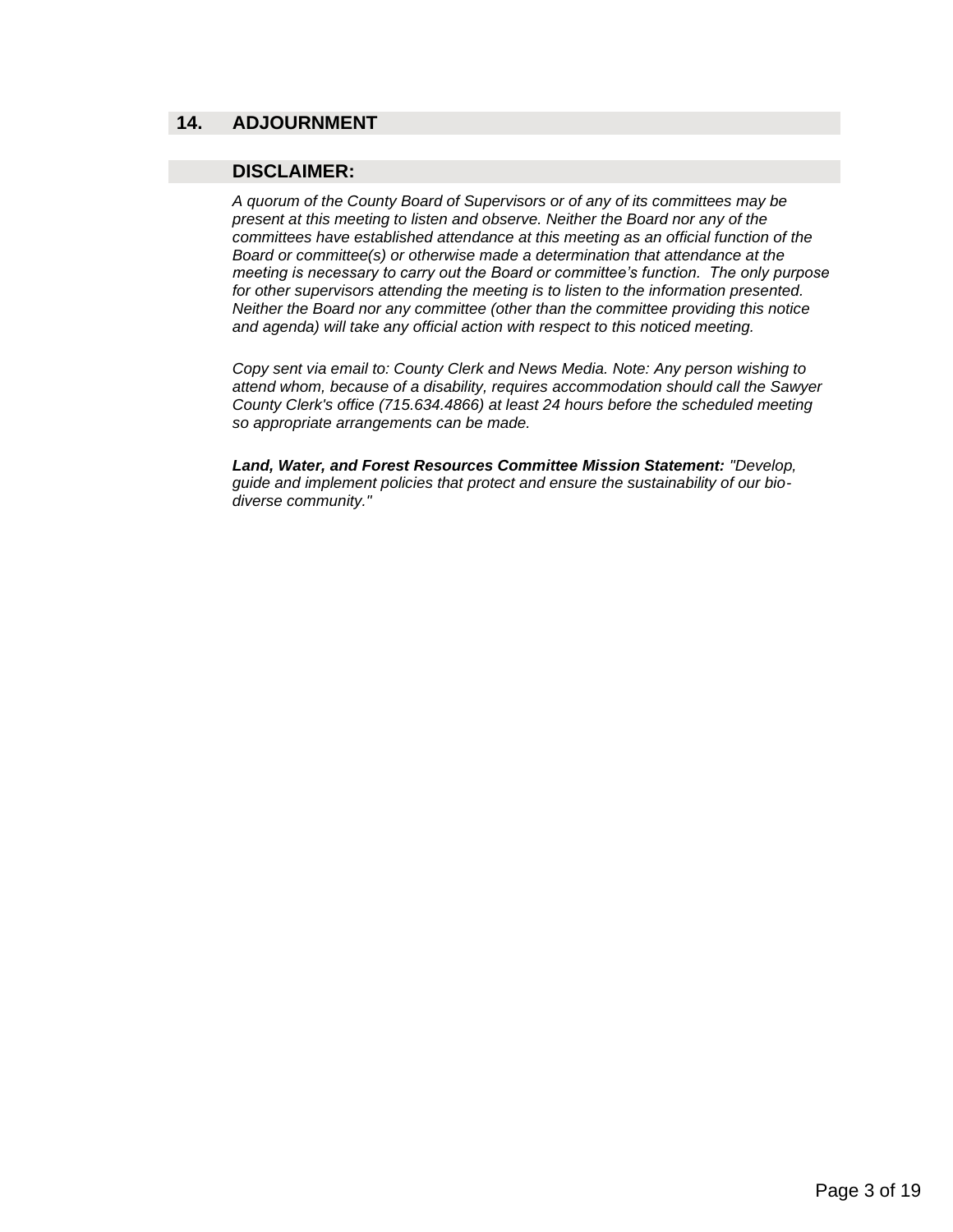## 14. ADJOURNMENT

## DISCLAIMER:

*A quorum of the County Board of Supervisors or of any of its committees may be present at this meeting to listen and observe. Neither the Board nor any of the committees have established attendance at this meeting as an official function of the Board or committee(s) or otherwise made a determination that attendance at the meeting is necessary to carry out the Board or committee's function. The only purpose for other supervisors attending the meeting is to listen to the information presented. Neither the Board nor any committee (other than the committee providing this notice and agenda) will take any official action with respect to this noticed meeting.*

*Copy sent via email to: County Clerk and News Media. Note: Any person wishing to attend whom, because of a disability, requires accommodation should call the Sawyer County Clerk's office (715.634.4866) at least 24 hours before the scheduled meeting so appropriate arrangements can be made.*

***Land, Water, and Forest Resources Committee Mission Statement:*** *"Develop, guide and implement policies that protect and ensure the sustainability of our bio-diverse community."*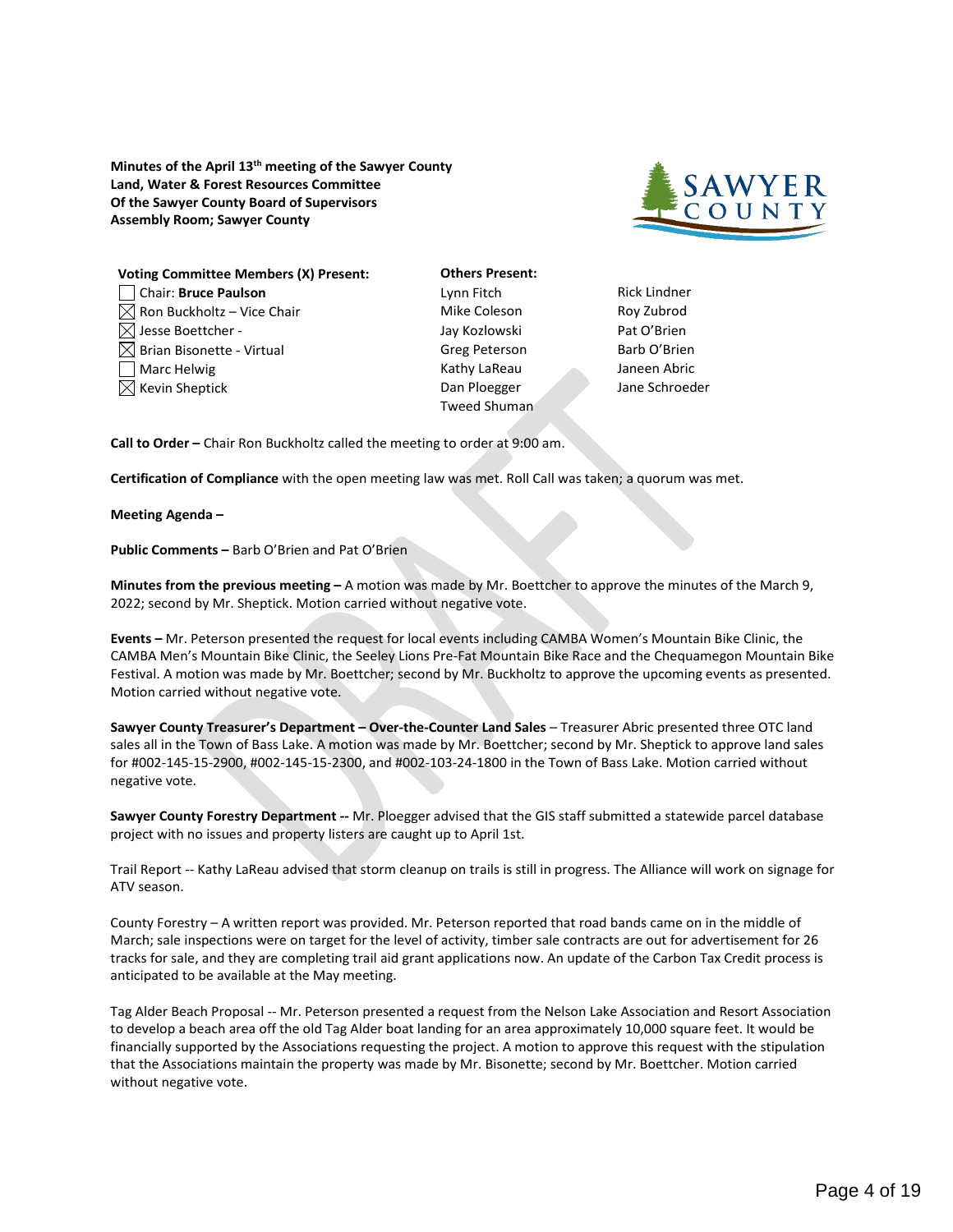**Minutes of the April 13th meeting of the Sawyer County Land, Water & Forest Resources Committee Of the Sawyer County Board of Supervisors Assembly Room; Sawyer County**

**Voting Committee Members (X) Present:**

- ☐ Chair: **Bruce Paulson**
- ☒ Ron Buckholtz – Vice Chair
- ☒ Jesse Boettcher -
- ☒ Brian Bisonette - Virtual
- ☐ Marc Helwig
- ☒ Kevin Sheptick

**Others Present:**

Lynn Fitch
Mike Coleson
Jay Kozlowski
Greg Peterson
Kathy LaReau
Dan Ploegger
Tweed Shuman
Rick Lindner
Roy Zubrod
Pat O'Brien
Barb O'Brien
Janeen Abric
Jane Schroeder

**Call to Order –** Chair Ron Buckholtz called the meeting to order at 9:00 am.

**Certification of Compliance** with the open meeting law was met. Roll Call was taken; a quorum was met.

**Meeting Agenda –**

**Public Comments –** Barb O'Brien and Pat O'Brien

**Minutes from the previous meeting –** A motion was made by Mr. Boettcher to approve the minutes of the March 9, 2022; second by Mr. Sheptick. Motion carried without negative vote.

**Events –** Mr. Peterson presented the request for local events including CAMBA Women's Mountain Bike Clinic, the CAMBA Men's Mountain Bike Clinic, the Seeley Lions Pre-Fat Mountain Bike Race and the Chequamegon Mountain Bike Festival. A motion was made by Mr. Boettcher; second by Mr. Buckholtz to approve the upcoming events as presented. Motion carried without negative vote.

**Sawyer County Treasurer's Department – Over-the-Counter Land Sales** – Treasurer Abric presented three OTC land sales all in the Town of Bass Lake. A motion was made by Mr. Boettcher; second by Mr. Sheptick to approve land sales for #002-145-15-2900, #002-145-15-2300, and #002-103-24-1800 in the Town of Bass Lake. Motion carried without negative vote.

**Sawyer County Forestry Department --** Mr. Ploegger advised that the GIS staff submitted a statewide parcel database project with no issues and property listers are caught up to April 1st.

Trail Report -- Kathy LaReau advised that storm cleanup on trails is still in progress. The Alliance will work on signage for ATV season.

County Forestry – A written report was provided. Mr. Peterson reported that road bands came on in the middle of March; sale inspections were on target for the level of activity, timber sale contracts are out for advertisement for 26 tracks for sale, and they are completing trail aid grant applications now. An update of the Carbon Tax Credit process is anticipated to be available at the May meeting.

Tag Alder Beach Proposal -- Mr. Peterson presented a request from the Nelson Lake Association and Resort Association to develop a beach area off the old Tag Alder boat landing for an area approximately 10,000 square feet. It would be financially supported by the Associations requesting the project. A motion to approve this request with the stipulation that the Associations maintain the property was made by Mr. Bisonette; second by Mr. Boettcher. Motion carried without negative vote.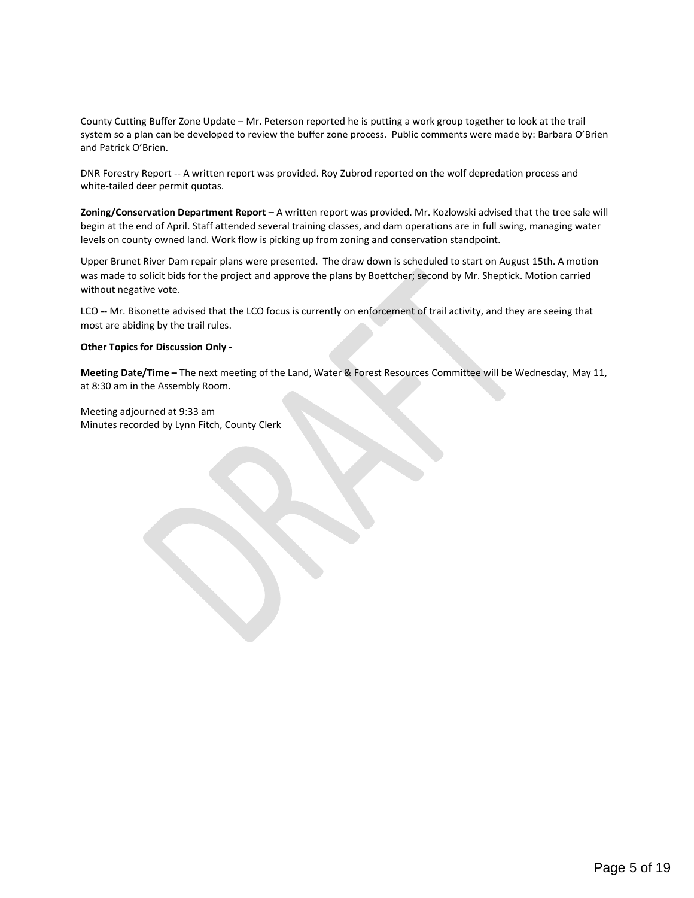County Cutting Buffer Zone Update – Mr. Peterson reported he is putting a work group together to look at the trail system so a plan can be developed to review the buffer zone process. Public comments were made by: Barbara O'Brien and Patrick O'Brien.

DNR Forestry Report -- A written report was provided. Roy Zubrod reported on the wolf depredation process and white-tailed deer permit quotas.

**Zoning/Conservation Department Report –** A written report was provided. Mr. Kozlowski advised that the tree sale will begin at the end of April. Staff attended several training classes, and dam operations are in full swing, managing water levels on county owned land. Work flow is picking up from zoning and conservation standpoint.

Upper Brunet River Dam repair plans were presented. The draw down is scheduled to start on August 15th. A motion was made to solicit bids for the project and approve the plans by Boettcher; second by Mr. Sheptick. Motion carried without negative vote.

LCO -- Mr. Bisonette advised that the LCO focus is currently on enforcement of trail activity, and they are seeing that most are abiding by the trail rules.

**Other Topics for Discussion Only -**

**Meeting Date/Time –** The next meeting of the Land, Water & Forest Resources Committee will be Wednesday, May 11, at 8:30 am in the Assembly Room.

Meeting adjourned at 9:33 am
Minutes recorded by Lynn Fitch, County Clerk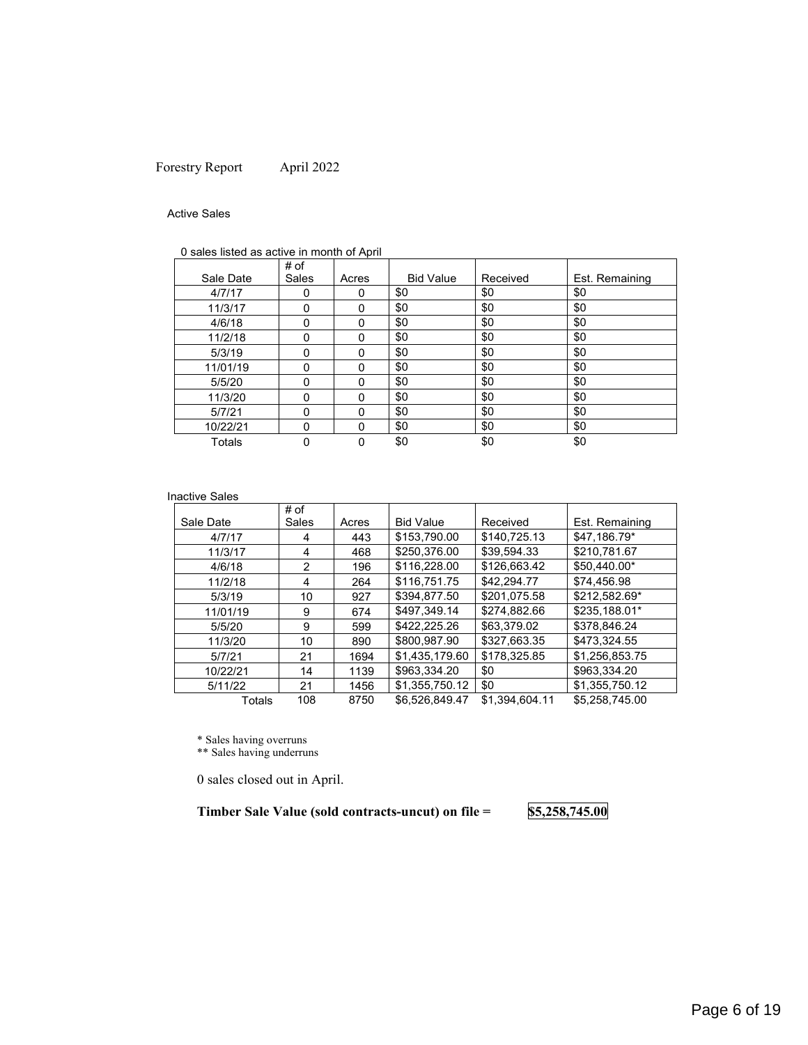Forestry Report April 2022

Active Sales

0 sales listed as active in month of April

| Sale Date | # of Sales | Acres | Bid Value | Received | Est. Remaining |
|---|---|---|---|---|---|
| 4/7/17 | 0 | 0 | $0 | $0 | $0 |
| 11/3/17 | 0 | 0 | $0 | $0 | $0 |
| 4/6/18 | 0 | 0 | $0 | $0 | $0 |
| 11/2/18 | 0 | 0 | $0 | $0 | $0 |
| 5/3/19 | 0 | 0 | $0 | $0 | $0 |
| 11/01/19 | 0 | 0 | $0 | $0 | $0 |
| 5/5/20 | 0 | 0 | $0 | $0 | $0 |
| 11/3/20 | 0 | 0 | $0 | $0 | $0 |
| 5/7/21 | 0 | 0 | $0 | $0 | $0 |
| 10/22/21 | 0 | 0 | $0 | $0 | $0 |
| Totals | 0 | 0 | $0 | $0 | $0 |

Inactive Sales

| Sale Date | # of Sales | Acres | Bid Value | Received | Est. Remaining |
|---|---|---|---|---|---|
| 4/7/17 | 4 | 443 | $153,790.00 | $140,725.13 | $47,186.79* |
| 11/3/17 | 4 | 468 | $250,376.00 | $39,594.33 | $210,781.67 |
| 4/6/18 | 2 | 196 | $116,228.00 | $126,663.42 | $50,440.00* |
| 11/2/18 | 4 | 264 | $116,751.75 | $42,294.77 | $74,456.98 |
| 5/3/19 | 10 | 927 | $394,877.50 | $201,075.58 | $212,582.69* |
| 11/01/19 | 9 | 674 | $497,349.14 | $274,882.66 | $235,188.01* |
| 5/5/20 | 9 | 599 | $422,225.26 | $63,379.02 | $378,846.24 |
| 11/3/20 | 10 | 890 | $800,987.90 | $327,663.35 | $473,324.55 |
| 5/7/21 | 21 | 1694 | $1,435,179.60 | $178,325.85 | $1,256,853.75 |
| 10/22/21 | 14 | 1139 | $963,334.20 | $0 | $963,334.20 |
| 5/11/22 | 21 | 1456 | $1,355,750.12 | $0 | $1,355,750.12 |
| Totals | 108 | 8750 | $6,526,849.47 | $1,394,604.11 | $5,258,745.00 |

\* Sales having overruns
\*\* Sales having underruns

0 sales closed out in April.

**Timber Sale Value (sold contracts-uncut) on file = $5,258,745.00**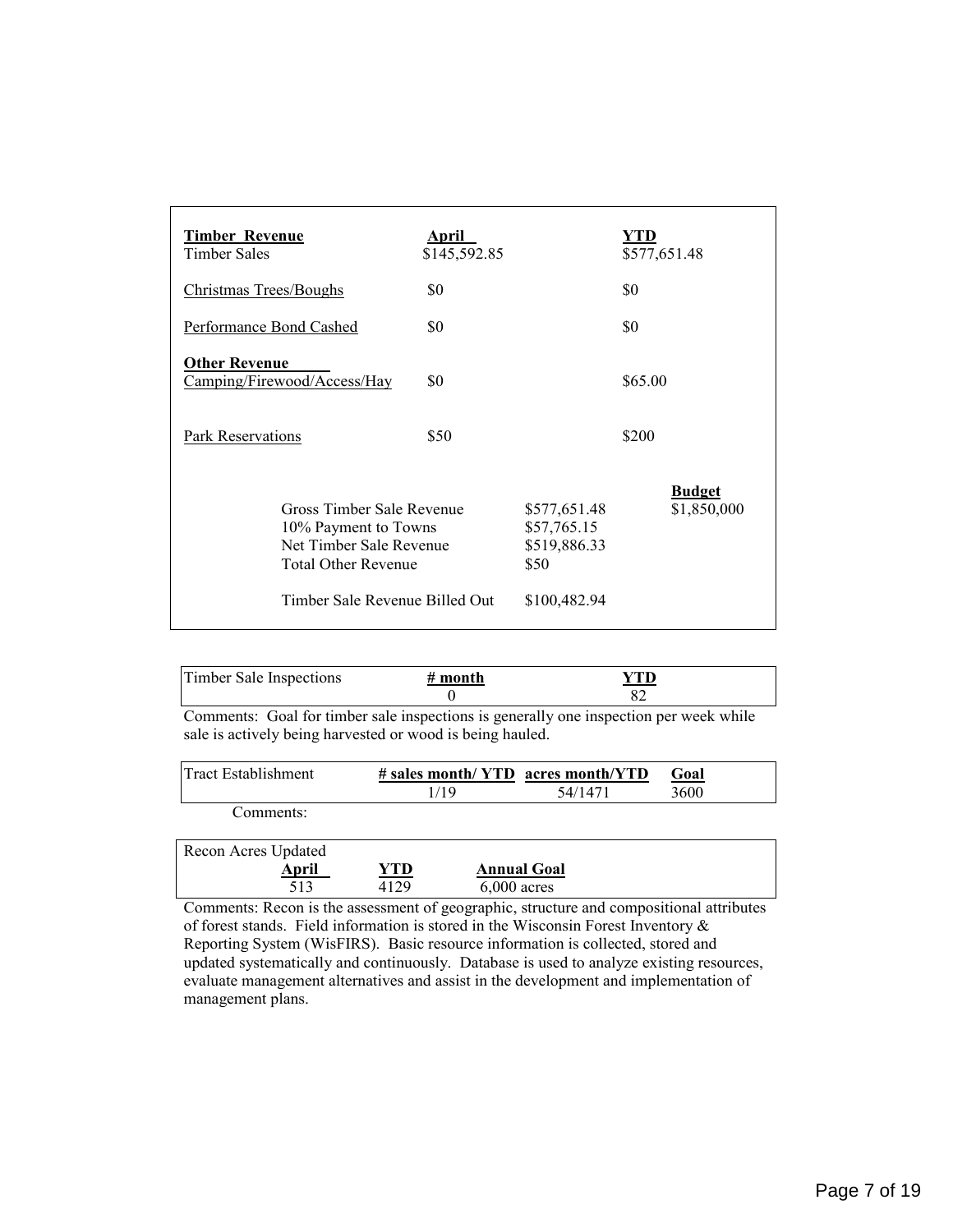| **Timber Revenue** | **April** | **YTD** |
|---|---|---|
| Timber Sales | $145,592.85 | $577,651.48 |
| Christmas Trees/Boughs | $0 | $0 |
| Performance Bond Cashed | $0 | $0 |
| **Other Revenue** | | |
| Camping/Firewood/Access/Hay | $0 | $65.00 |
| Park Reservations | $50 | $200 |

| | | **Budget** |
|---|---|---|
| Gross Timber Sale Revenue | $577,651.48 | $1,850,000 |
| 10% Payment to Towns | $57,765.15 | |
| Net Timber Sale Revenue | $519,886.33 | |
| Total Other Revenue | $50 | |
| Timber Sale Revenue Billed Out | $100,482.94 | |

| Timber Sale Inspections | **# month** | **YTD** |
|---|---|---|
| | 0 | 82 |

Comments: Goal for timber sale inspections is generally one inspection per week while sale is actively being harvested or wood is being hauled.

| Tract Establishment | **# sales month/ YTD** | **acres month/YTD** | **Goal** |
|---|---|---|---|
| | 1/19 | 54/1471 | 3600 |

Comments:

| Recon Acres Updated | | |
|---|---|---|
| **April** | **YTD** | **Annual Goal** |
| 513 | 4129 | 6,000 acres |

Comments: Recon is the assessment of geographic, structure and compositional attributes of forest stands. Field information is stored in the Wisconsin Forest Inventory & Reporting System (WisFIRS). Basic resource information is collected, stored and updated systematically and continuously. Database is used to analyze existing resources, evaluate management alternatives and assist in the development and implementation of management plans.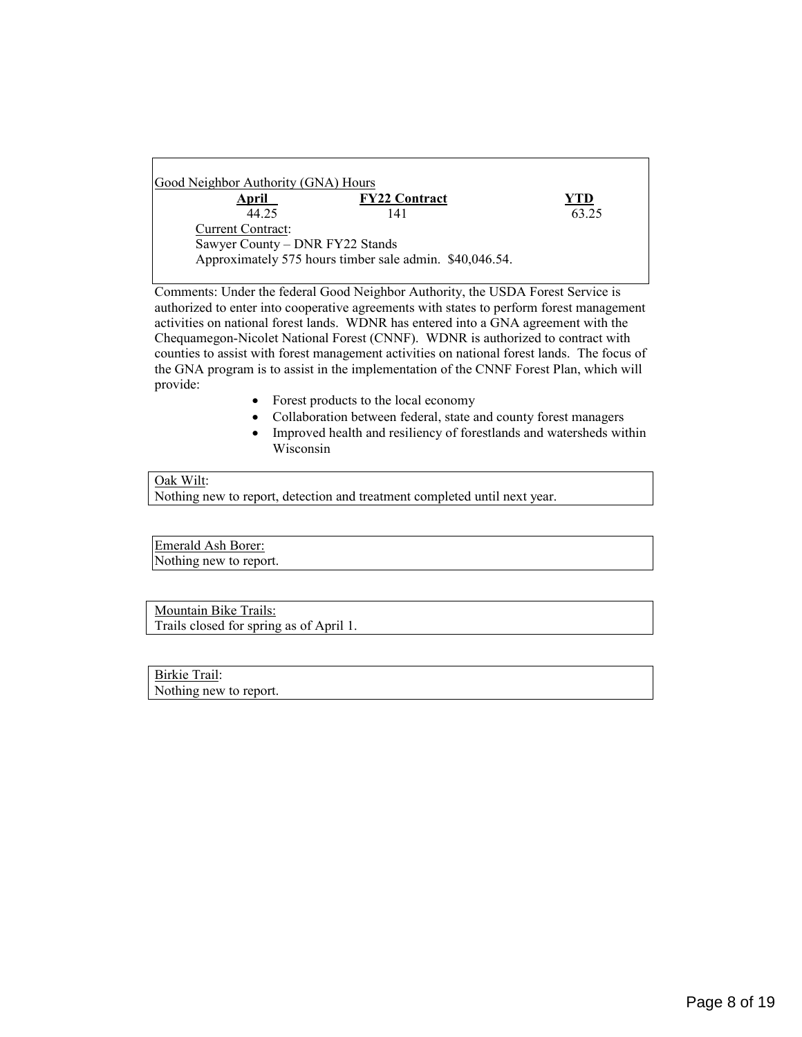Good Neighbor Authority (GNA) Hours

| April | FY22 Contract | YTD |
| --- | --- | --- |
| 44.25 | 141 | 63.25 |

Current Contract:

Sawyer County – DNR FY22 Stands

Approximately 575 hours timber sale admin. $40,046.54.

Comments: Under the federal Good Neighbor Authority, the USDA Forest Service is authorized to enter into cooperative agreements with states to perform forest management activities on national forest lands. WDNR has entered into a GNA agreement with the Chequamegon-Nicolet National Forest (CNNF). WDNR is authorized to contract with counties to assist with forest management activities on national forest lands. The focus of the GNA program is to assist in the implementation of the CNNF Forest Plan, which will provide:

- Forest products to the local economy
- Collaboration between federal, state and county forest managers
- Improved health and resiliency of forestlands and watersheds within Wisconsin

Oak Wilt:

Nothing new to report, detection and treatment completed until next year.

Emerald Ash Borer:

Nothing new to report.

Mountain Bike Trails:

Trails closed for spring as of April 1.

Birkie Trail:

Nothing new to report.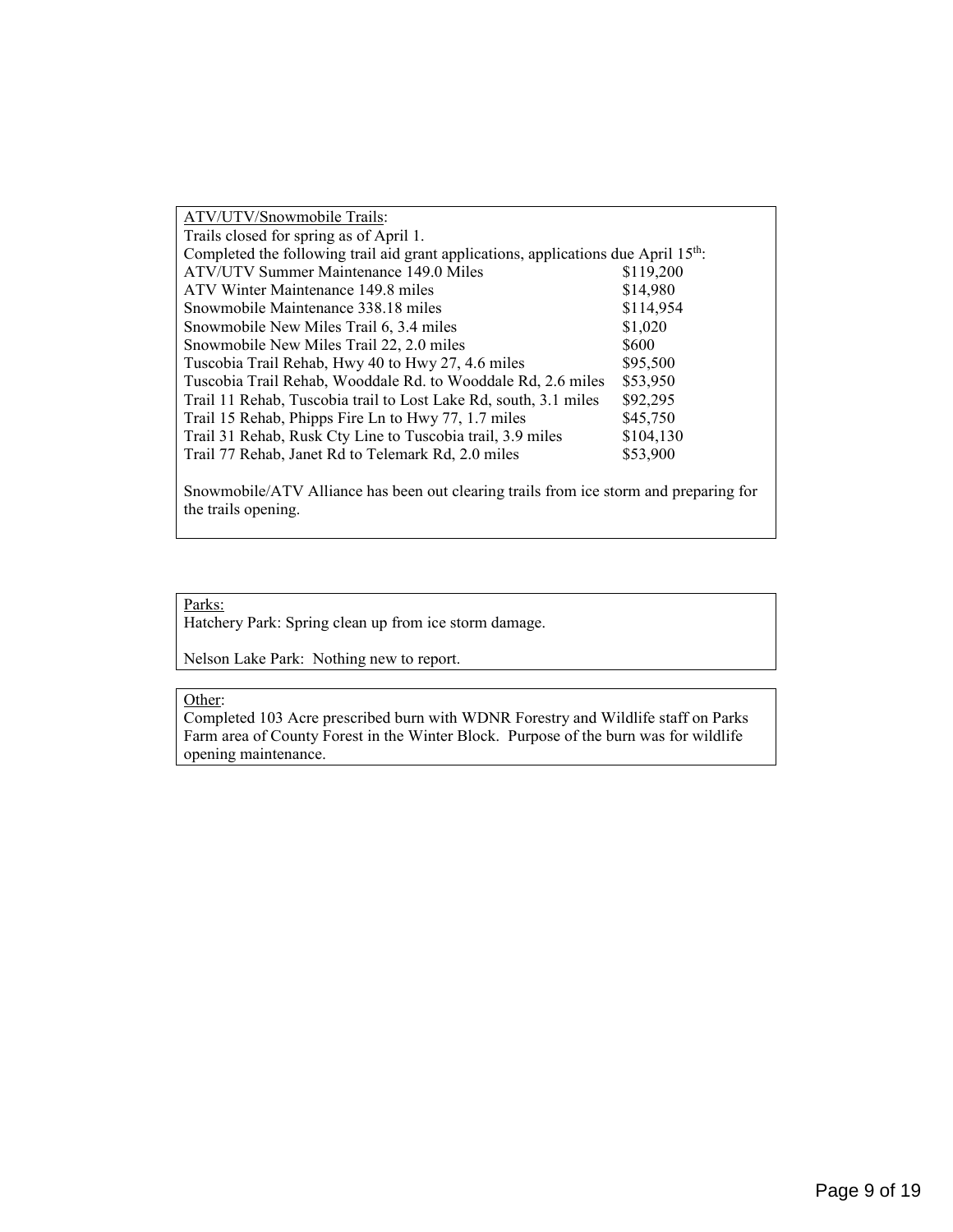ATV/UTV/Snowmobile Trails:

Trails closed for spring as of April 1.

Completed the following trail aid grant applications, applications due April 15th:

| | |
|---|---|
| ATV/UTV Summer Maintenance 149.0 Miles | $119,200 |
| ATV Winter Maintenance 149.8 miles | $14,980 |
| Snowmobile Maintenance 338.18 miles | $114,954 |
| Snowmobile New Miles Trail 6, 3.4 miles | $1,020 |
| Snowmobile New Miles Trail 22, 2.0 miles | $600 |
| Tuscobia Trail Rehab, Hwy 40 to Hwy 27, 4.6 miles | $95,500 |
| Tuscobia Trail Rehab, Wooddale Rd. to Wooddale Rd, 2.6 miles | $53,950 |
| Trail 11 Rehab, Tuscobia trail to Lost Lake Rd, south, 3.1 miles | $92,295 |
| Trail 15 Rehab, Phipps Fire Ln to Hwy 77, 1.7 miles | $45,750 |
| Trail 31 Rehab, Rusk Cty Line to Tuscobia trail, 3.9 miles | $104,130 |
| Trail 77 Rehab, Janet Rd to Telemark Rd, 2.0 miles | $53,900 |

Snowmobile/ATV Alliance has been out clearing trails from ice storm and preparing for the trails opening.

Parks:

Hatchery Park: Spring clean up from ice storm damage.

Nelson Lake Park: Nothing new to report.

Other:

Completed 103 Acre prescribed burn with WDNR Forestry and Wildlife staff on Parks Farm area of County Forest in the Winter Block. Purpose of the burn was for wildlife opening maintenance.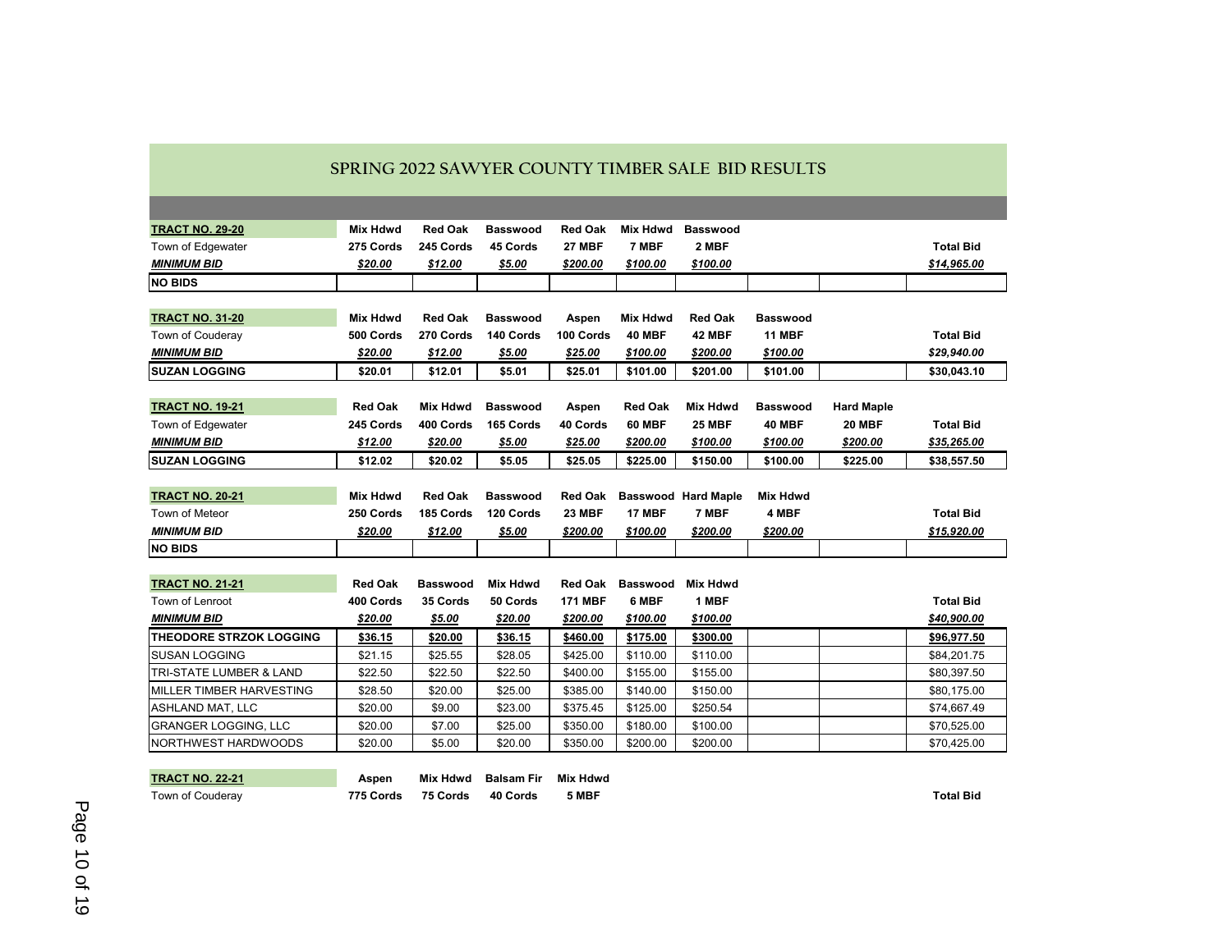# SPRING 2022 SAWYER COUNTY TIMBER SALE BID RESULTS

| **TRACT NO. 29-20** | **Mix Hdwd** | **Red Oak** | **Basswood** | **Red Oak** | **Mix Hdwd** | **Basswood** | | | |
|---|---|---|---|---|---|---|---|---|---|
| Town of Edgewater | **275 Cords** | **245 Cords** | **45 Cords** | **27 MBF** | **7 MBF** | **2 MBF** | | | **Total Bid** |
| ***MINIMUM BID*** | ***$20.00*** | ***$12.00*** | ***$5.00*** | ***$200.00*** | ***$100.00*** | ***$100.00*** | | | ***$14,965.00*** |
| **NO BIDS** | | | | | | | | | |

| **TRACT NO. 31-20** | **Mix Hdwd** | **Red Oak** | **Basswood** | **Aspen** | **Mix Hdwd** | **Red Oak** | **Basswood** | | |
|---|---|---|---|---|---|---|---|---|---|
| Town of Couderay | **500 Cords** | **270 Cords** | **140 Cords** | **100 Cords** | **40 MBF** | **42 MBF** | **11 MBF** | | **Total Bid** |
| ***MINIMUM BID*** | ***$20.00*** | ***$12.00*** | ***$5.00*** | ***$25.00*** | ***$100.00*** | ***$200.00*** | ***$100.00*** | | ***$29,940.00*** |
| **SUZAN LOGGING** | **$20.01** | **$12.01** | **$5.01** | **$25.01** | **$101.00** | **$201.00** | **$101.00** | | **$30,043.10** |

| **TRACT NO. 19-21** | **Red Oak** | **Mix Hdwd** | **Basswood** | **Aspen** | **Red Oak** | **Mix Hdwd** | **Basswood** | **Hard Maple** | |
|---|---|---|---|---|---|---|---|---|---|
| Town of Edgewater | **245 Cords** | **400 Cords** | **165 Cords** | **40 Cords** | **60 MBF** | **25 MBF** | **40 MBF** | **20 MBF** | **Total Bid** |
| ***MINIMUM BID*** | ***$12.00*** | ***$20.00*** | ***$5.00*** | ***$25.00*** | ***$200.00*** | ***$100.00*** | ***$100.00*** | ***$200.00*** | ***$35,265.00*** |
| **SUZAN LOGGING** | **$12.02** | **$20.02** | **$5.05** | **$25.05** | **$225.00** | **$150.00** | **$100.00** | **$225.00** | **$38,557.50** |

| **TRACT NO. 20-21** | **Mix Hdwd** | **Red Oak** | **Basswood** | **Red Oak** | **Basswood** | **Hard Maple** | **Mix Hdwd** | | |
|---|---|---|---|---|---|---|---|---|---|
| Town of Meteor | **250 Cords** | **185 Cords** | **120 Cords** | **23 MBF** | **17 MBF** | **7 MBF** | **4 MBF** | | **Total Bid** |
| ***MINIMUM BID*** | ***$20.00*** | ***$12.00*** | ***$5.00*** | ***$200.00*** | ***$100.00*** | ***$200.00*** | ***$200.00*** | | ***$15,920.00*** |
| **NO BIDS** | | | | | | | | | |

| **TRACT NO. 21-21** | **Red Oak** | **Basswood** | **Mix Hdwd** | **Red Oak** | **Basswood** | **Mix Hdwd** | | | |
|---|---|---|---|---|---|---|---|---|---|
| Town of Lenroot | **400 Cords** | **35 Cords** | **50 Cords** | **171 MBF** | **6 MBF** | **1 MBF** | | | **Total Bid** |
| ***MINIMUM BID*** | ***$20.00*** | ***$5.00*** | ***$20.00*** | ***$200.00*** | ***$100.00*** | ***$100.00*** | | | ***$40,900.00*** |
| **THEODORE STRZOK LOGGING** | **$36.15** | **$20.00** | **$36.15** | **$460.00** | **$175.00** | **$300.00** | | | **$96,977.50** |
| SUSAN LOGGING | $21.15 | $25.55 | $28.05 | $425.00 | $110.00 | $110.00 | | | $84,201.75 |
| TRI-STATE LUMBER & LAND | $22.50 | $22.50 | $22.50 | $400.00 | $155.00 | $155.00 | | | $80,397.50 |
| MILLER TIMBER HARVESTING | $28.50 | $20.00 | $25.00 | $385.00 | $140.00 | $150.00 | | | $80,175.00 |
| ASHLAND MAT, LLC | $20.00 | $9.00 | $23.00 | $375.45 | $125.00 | $250.54 | | | $74,667.49 |
| GRANGER LOGGING, LLC | $20.00 | $7.00 | $25.00 | $350.00 | $180.00 | $100.00 | | | $70,525.00 |
| NORTHWEST HARDWOODS | $20.00 | $5.00 | $20.00 | $350.00 | $200.00 | $200.00 | | | $70,425.00 |

| **TRACT NO. 22-21** | **Aspen** | **Mix Hdwd** | **Balsam Fir** | **Mix Hdwd** | | | | | |
|---|---|---|---|---|---|---|---|---|---|
| Town of Couderay | **775 Cords** | **75 Cords** | **40 Cords** | **5 MBF** | | | | | **Total Bid** |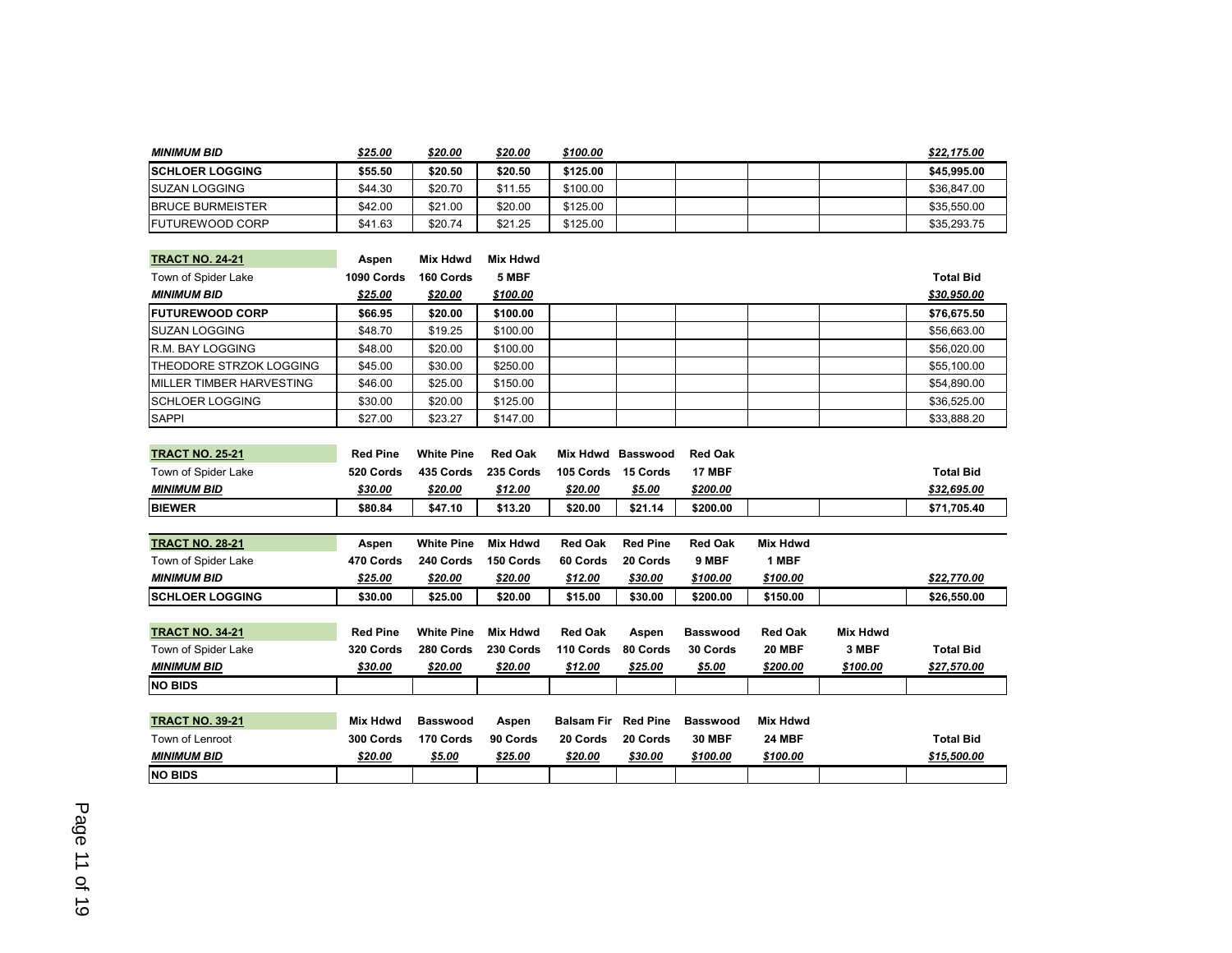| MINIMUM BID | $25.00 | $20.00 | $20.00 | $100.00 | | | | | $22,175.00 |
|---|---|---|---|---|---|---|---|---|---|
| **SCHLOER LOGGING** | **$55.50** | **$20.50** | **$20.50** | **$125.00** | | | | | **$45,995.00** |
| SUZAN LOGGING | $44.30 | $20.70 | $11.55 | $100.00 | | | | | $36,847.00 |
| BRUCE BURMEISTER | $42.00 | $21.00 | $20.00 | $125.00 | | | | | $35,550.00 |
| FUTUREWOOD CORP | $41.63 | $20.74 | $21.25 | $125.00 | | | | | $35,293.75 |

| TRACT NO. 24-21 | Aspen | Mix Hdwd | Mix Hdwd | | | | | | |
|---|---|---|---|---|---|---|---|---|---|
| Town of Spider Lake | 1090 Cords | 160 Cords | 5 MBF | | | | | | Total Bid |
| MINIMUM BID | $25.00 | $20.00 | $100.00 | | | | | | $30,950.00 |
| **FUTUREWOOD CORP** | **$66.95** | **$20.00** | **$100.00** | | | | | | **$76,675.50** |
| SUZAN LOGGING | $48.70 | $19.25 | $100.00 | | | | | | $56,663.00 |
| R.M. BAY LOGGING | $48.00 | $20.00 | $100.00 | | | | | | $56,020.00 |
| THEODORE STRZOK LOGGING | $45.00 | $30.00 | $250.00 | | | | | | $55,100.00 |
| MILLER TIMBER HARVESTING | $46.00 | $25.00 | $150.00 | | | | | | $54,890.00 |
| SCHLOER LOGGING | $30.00 | $20.00 | $125.00 | | | | | | $36,525.00 |
| SAPPI | $27.00 | $23.27 | $147.00 | | | | | | $33,888.20 |

| TRACT NO. 25-21 | Red Pine | White Pine | Red Oak | Mix Hdwd | Basswood | Red Oak | | | |
|---|---|---|---|---|---|---|---|---|---|
| Town of Spider Lake | 520 Cords | 435 Cords | 235 Cords | 105 Cords | 15 Cords | 17 MBF | | | Total Bid |
| MINIMUM BID | $30.00 | $20.00 | $12.00 | $20.00 | $5.00 | $200.00 | | | $32,695.00 |
| **BIEWER** | **$80.84** | **$47.10** | **$13.20** | **$20.00** | **$21.14** | **$200.00** | | | **$71,705.40** |

| TRACT NO. 28-21 | Aspen | White Pine | Mix Hdwd | Red Oak | Red Pine | Red Oak | Mix Hdwd | | |
|---|---|---|---|---|---|---|---|---|---|
| Town of Spider Lake | 470 Cords | 240 Cords | 150 Cords | 60 Cords | 20 Cords | 9 MBF | 1 MBF | | |
| MINIMUM BID | $25.00 | $20.00 | $20.00 | $12.00 | $30.00 | $100.00 | $100.00 | | $22,770.00 |
| **SCHLOER LOGGING** | **$30.00** | **$25.00** | **$20.00** | **$15.00** | **$30.00** | **$200.00** | **$150.00** | | **$26,550.00** |

| TRACT NO. 34-21 | Red Pine | White Pine | Mix Hdwd | Red Oak | Aspen | Basswood | Red Oak | Mix Hdwd | |
|---|---|---|---|---|---|---|---|---|---|
| Town of Spider Lake | 320 Cords | 280 Cords | 230 Cords | 110 Cords | 80 Cords | 30 Cords | 20 MBF | 3 MBF | Total Bid |
| MINIMUM BID | $30.00 | $20.00 | $20.00 | $12.00 | $25.00 | $5.00 | $200.00 | $100.00 | $27,570.00 |
| **NO BIDS** | | | | | | | | | |

| TRACT NO. 39-21 | Mix Hdwd | Basswood | Aspen | Balsam Fir | Red Pine | Basswood | Mix Hdwd | | |
|---|---|---|---|---|---|---|---|---|---|
| Town of Lenroot | 300 Cords | 170 Cords | 90 Cords | 20 Cords | 20 Cords | 30 MBF | 24 MBF | | Total Bid |
| MINIMUM BID | $20.00 | $5.00 | $25.00 | $20.00 | $30.00 | $100.00 | $100.00 | | $15,500.00 |
| **NO BIDS** | | | | | | | | | |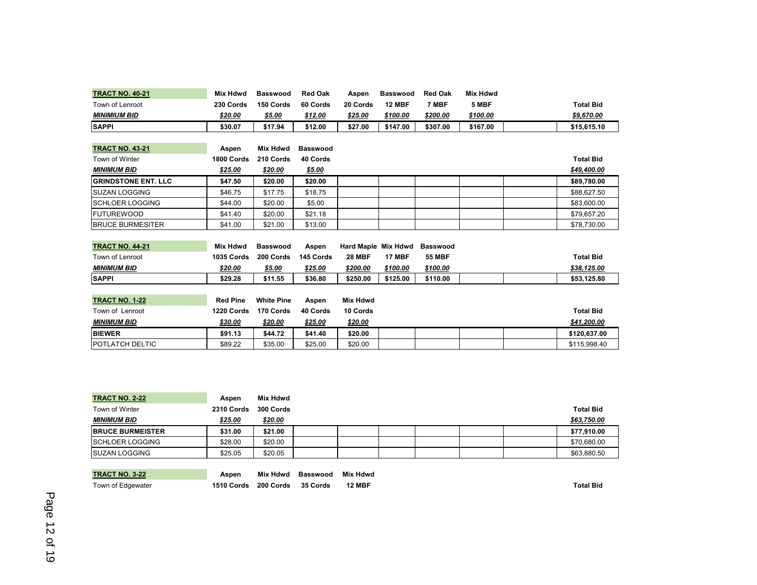| TRACT NO. 40-21 | Mix Hdwd | Basswood | Red Oak | Aspen | Basswood | Red Oak | Mix Hdwd | | Total Bid |
|---|---|---|---|---|---|---|---|---|---|
| Town of Lenroot | 230 Cords | 150 Cords | 60 Cords | 20 Cords | 12 MBF | 7 MBF | 5 MBF | | |
| ***MINIMIUM BID*** | ***$20.00*** | ***$5.00*** | ***$12.00*** | ***$25.00*** | ***$100.00*** | ***$200.00*** | ***$100.00*** | | ***$9,670.00*** |
| **SAPPI** | **$30.07** | **$17.94** | **$12.00** | **$27.00** | **$147.00** | **$307.00** | **$167.00** | | **$15,615.10** |

| TRACT NO. 43-21 | Aspen | Mix Hdwd | Basswood | | | | | | Total Bid |
|---|---|---|---|---|---|---|---|---|---|
| Town of Winter | 1800 Cords | 210 Cords | 40 Cords | | | | | | |
| ***MINIMUM BID*** | ***$25.00*** | ***$20.00*** | ***$5.00*** | | | | | | ***$49,400.00*** |
| **GRINDSTONE ENT. LLC** | **$47.50** | **$20.00** | **$20.00** | | | | | | **$89,780.00** |
| SUZAN LOGGING | $46.75 | $17.75 | $18.75 | | | | | | $88,627.50 |
| SCHLOER LOGGING | $44.00 | $20.00 | $5.00 | | | | | | $83,600.00 |
| FUTUREWOOD | $41.40 | $20.00 | $21.18 | | | | | | $79,657.20 |
| BRUCE BURMESITER | $41.00 | $21.00 | $13.00 | | | | | | $78,730.00 |

| TRACT NO. 44-21 | Mix Hdwd | Basswood | Aspen | Hard Maple | Mix Hdwd | Basswood | | | Total Bid |
|---|---|---|---|---|---|---|---|---|---|
| Town of Lenroot | 1035 Cords | 200 Cords | 145 Cords | 28 MBF | 17 MBF | 55 MBF | | | |
| ***MINIMUM BID*** | ***$20.00*** | ***$5.00*** | ***$25.00*** | ***$200.00*** | ***$100.00*** | ***$100.00*** | | | ***$38,125.00*** |
| **SAPPI** | **$29.28** | **$11.55** | **$36.80** | **$250.00** | **$125.00** | **$110.00** | | | **$53,125.80** |

| TRACT NO. 1-22 | Red Pine | White Pine | Aspen | Mix Hdwd | | | | | Total Bid |
|---|---|---|---|---|---|---|---|---|---|
| Town of Lenroot | 1220 Cords | 170 Cords | 40 Cords | 10 Cords | | | | | |
| ***MINIMUM BID*** | ***$30.00*** | ***$20.00*** | ***$25.00*** | ***$20.00*** | | | | | ***$41,200.00*** |
| **BIEWER** | **$91.13** | **$44.72** | **$41.40** | **$20.00** | | | | | **$120,637.00** |
| POTLATCH DELTIC | $89.22 | $35.00 | $25.00 | $20.00 | | | | | $115,998.40 |

| TRACT NO. 2-22 | Aspen | Mix Hdwd | | | | | | | Total Bid |
|---|---|---|---|---|---|---|---|---|---|
| Town of Winter | 2310 Cords | 300 Cords | | | | | | | |
| ***MINIMUM BID*** | ***$25.00*** | ***$20.00*** | | | | | | | ***$63,750.00*** |
| **BRUCE BURMEISTER** | **$31.00** | **$21.00** | | | | | | | **$77,910.00** |
| SCHLOER LOGGING | $28.00 | $20.00 | | | | | | | $70,680.00 |
| SUZAN LOGGING | $25.05 | $20.05 | | | | | | | $63,880.50 |

| TRACT NO. 3-22 | Aspen | Mix Hdwd | Basswood | Mix Hdwd | | | | | Total Bid |
|---|---|---|---|---|---|---|---|---|---|
| Town of Edgewater | 1510 Cords | 200 Cords | 35 Cords | 12 MBF | | | | | |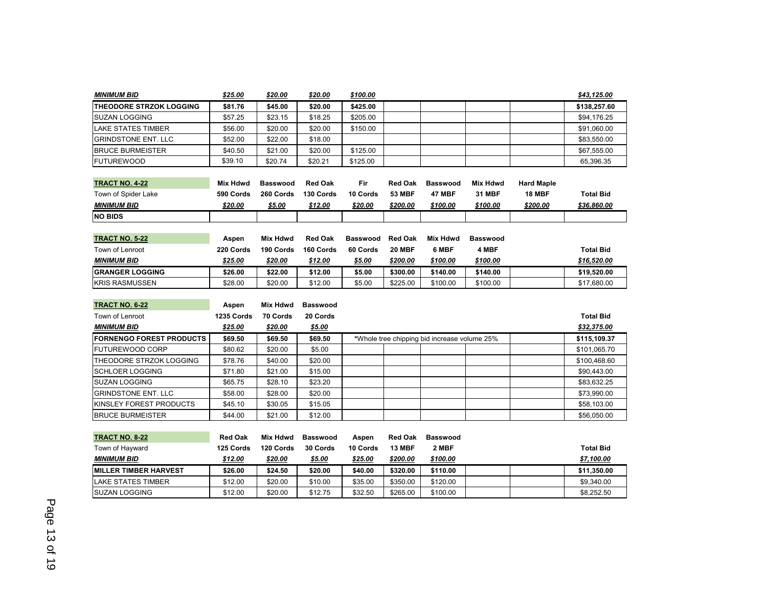| | | | | | | | | | |
|---|---|---|---|---|---|---|---|---|---|
| ***MINIMUM BID*** | ***$25.00*** | ***$20.00*** | ***$20.00*** | ***$100.00*** | | | | | ***$43,125.00*** |
| **THEODORE STRZOK LOGGING** | **$81.76** | **$45.00** | **$20.00** | **$425.00** | | | | | **$138,257.60** |
| SUZAN LOGGING | $57.25 | $23.15 | $18.25 | $205.00 | | | | | $94,176.25 |
| LAKE STATES TIMBER | $56.00 | $20.00 | $20.00 | $150.00 | | | | | $91,060.00 |
| GRINDSTONE ENT. LLC | $52.00 | $22.00 | $18.00 | | | | | | $83,550.00 |
| BRUCE BURMEISTER | $40.50 | $21.00 | $20.00 | $125.00 | | | | | $67,555.00 |
| FUTUREWOOD | $39.10 | $20.74 | $20.21 | $125.00 | | | | | 65,396.35 |

| **TRACT NO. 4-22** | **Mix Hdwd** | **Basswood** | **Red Oak** | **Fir** | **Red Oak** | **Basswood** | **Mix Hdwd** | **Hard Maple** | |
|---|---|---|---|---|---|---|---|---|---|
| Town of Spider Lake | **590 Cords** | **260 Cords** | **130 Cords** | **10 Cords** | **53 MBF** | **47 MBF** | **31 MBF** | **18 MBF** | **Total Bid** |
| ***MINIMUM BID*** | ***$20.00*** | ***$5.00*** | ***$12.00*** | ***$20.00*** | ***$200.00*** | ***$100.00*** | ***$100.00*** | ***$200.00*** | ***$36,860.00*** |
| **NO BIDS** | | | | | | | | | |

| **TRACT NO. 5-22** | **Aspen** | **Mix Hdwd** | **Red Oak** | **Basswood** | **Red Oak** | **Mix Hdwd** | **Basswood** | | |
|---|---|---|---|---|---|---|---|---|---|
| Town of Lenroot | **220 Cords** | **190 Cords** | **160 Cords** | **60 Cords** | **20 MBF** | **6 MBF** | **4 MBF** | | **Total Bid** |
| ***MINIMUM BID*** | ***$25.00*** | ***$20.00*** | ***$12.00*** | ***$5.00*** | ***$200.00*** | ***$100.00*** | ***$100.00*** | | ***$16,520.00*** |
| **GRANGER LOGGING** | **$26.00** | **$22.00** | **$12.00** | **$5.00** | **$300.00** | **$140.00** | **$140.00** | | **$19,520.00** |
| KRIS RASMUSSEN | $28.00 | $20.00 | $12.00 | $5.00 | $225.00 | $100.00 | $100.00 | | $17,680.00 |

| **TRACT NO. 6-22** | **Aspen** | **Mix Hdwd** | **Basswood** | | | | | | |
|---|---|---|---|---|---|---|---|---|---|
| Town of Lenroot | **1235 Cords** | **70 Cords** | **20 Cords** | | | | | | **Total Bid** |
| ***MINIMUM BID*** | ***$25.00*** | ***$20.00*** | ***$5.00*** | | | | | | ***$32,375.00*** |
| **FORNENGO FOREST PRODUCTS** | **$69.50** | **$69.50** | **$69.50** | *Whole tree chipping bid increase volume 25% | | | | | **$115,109.37** |
| FUTUREWOOD CORP | $80.62 | $20.00 | $5.00 | | | | | | $101,065.70 |
| THEODORE STRZOK LOGGING | $78.76 | $40.00 | $20.00 | | | | | | $100,468.60 |
| SCHLOER LOGGING | $71.80 | $21.00 | $15.00 | | | | | | $90,443.00 |
| SUZAN LOGGING | $65.75 | $28.10 | $23.20 | | | | | | $83,632.25 |
| GRINDSTONE ENT. LLC | $58.00 | $28.00 | $20.00 | | | | | | $73,990.00 |
| KINSLEY FOREST PRODUCTS | $45.10 | $30.05 | $15.05 | | | | | | $58,103.00 |
| BRUCE BURMEISTER | $44.00 | $21.00 | $12.00 | | | | | | $56,050.00 |

| **TRACT NO. 8-22** | **Red Oak** | **Mix Hdwd** | **Basswood** | **Aspen** | **Red Oak** | **Basswood** | | | |
|---|---|---|---|---|---|---|---|---|---|
| Town of Hayward | **125 Cords** | **120 Cords** | **30 Cords** | **10 Cords** | **13 MBF** | **2 MBF** | | | **Total Bid** |
| ***MINIMUM BID*** | ***$12.00*** | ***$20.00*** | ***$5.00*** | ***$25.00*** | ***$200.00*** | ***$100.00*** | | | ***$7,100.00*** |
| **MILLER TIMBER HARVEST** | **$26.00** | **$24.50** | **$20.00** | **$40.00** | **$320.00** | **$110.00** | | | **$11,350.00** |
| LAKE STATES TIMBER | $12.00 | $20.00 | $10.00 | $35.00 | $350.00 | $120.00 | | | $9,340.00 |
| SUZAN LOGGING | $12.00 | $20.00 | $12.75 | $32.50 | $265.00 | $100.00 | | | $8,252.50 |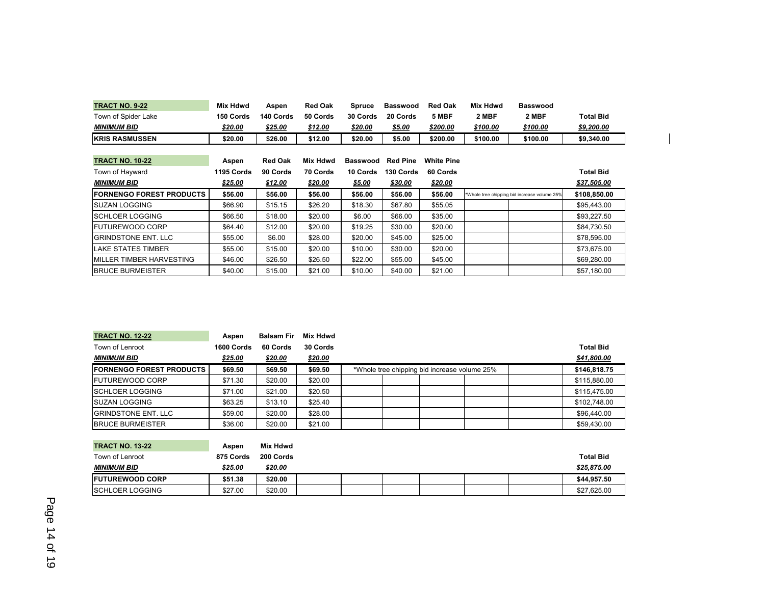| TRACT NO. 9-22 | Mix Hdwd | Aspen | Red Oak | Spruce | Basswood | Red Oak | Mix Hdwd | Basswood | |
|---|---|---|---|---|---|---|---|---|---|
| Town of Spider Lake | 150 Cords | 140 Cords | 50 Cords | 30 Cords | 20 Cords | 5 MBF | 2 MBF | 2 MBF | Total Bid |
| ***MINIMUM BID*** | ***$20.00*** | ***$25.00*** | ***$12.00*** | ***$20.00*** | ***$5.00*** | ***$200.00*** | ***$100.00*** | ***$100.00*** | ***$9,200.00*** |
| **KRIS RASMUSSEN** | **$20.00** | **$26.00** | **$12.00** | **$20.00** | **$5.00** | **$200.00** | **$100.00** | **$100.00** | **$9,340.00** |

| TRACT NO. 10-22 | Aspen | Red Oak | Mix Hdwd | Basswood | Red Pine | White Pine | | | |
|---|---|---|---|---|---|---|---|---|---|
| Town of Hayward | 1195 Cords | 90 Cords | 70 Cords | 10 Cords | 130 Cords | 60 Cords | | | Total Bid |
| ***MINIMUM BID*** | ***$25.00*** | ***$12.00*** | ***$20.00*** | ***$5.00*** | ***$30.00*** | ***$20.00*** | | | ***$37,505.00*** |
| **FORNENGO FOREST PRODUCTS** | **$56.00** | **$56.00** | **$56.00** | **$56.00** | **$56.00** | **$56.00** | *Whole tree chipping bid increase volume 25% | | **$108,850.00** |
| SUZAN LOGGING | $66.90 | $15.15 | $26.20 | $18.30 | $67.80 | $55.05 | | | $95,443.00 |
| SCHLOER LOGGING | $66.50 | $18.00 | $20.00 | $6.00 | $66.00 | $35.00 | | | $93,227.50 |
| FUTUREWOOD CORP | $64.40 | $12.00 | $20.00 | $19.25 | $30.00 | $20.00 | | | $84,730.50 |
| GRINDSTONE ENT. LLC | $55.00 | $6.00 | $28.00 | $20.00 | $45.00 | $25.00 | | | $78,595.00 |
| LAKE STATES TIMBER | $55.00 | $15.00 | $20.00 | $10.00 | $30.00 | $20.00 | | | $73,675.00 |
| MILLER TIMBER HARVESTING | $46.00 | $26.50 | $26.50 | $22.00 | $55.00 | $45.00 | | | $69,280.00 |
| BRUCE BURMEISTER | $40.00 | $15.00 | $21.00 | $10.00 | $40.00 | $21.00 | | | $57,180.00 |

| TRACT NO. 12-22 | Aspen | Balsam Fir | Mix Hdwd | | | | | | |
|---|---|---|---|---|---|---|---|---|---|
| Town of Lenroot | 1600 Cords | 60 Cords | 30 Cords | | | | | | Total Bid |
| ***MINIMUM BID*** | ***$25.00*** | ***$20.00*** | ***$20.00*** | | | | | | ***$41,800.00*** |
| **FORNENGO FOREST PRODUCTS** | **$69.50** | **$69.50** | **$69.50** | *Whole tree chipping bid increase volume 25% | | | | | **$146,818.75** |
| FUTUREWOOD CORP | $71.30 | $20.00 | $20.00 | | | | | | $115,880.00 |
| SCHLOER LOGGING | $71.00 | $21.00 | $20.50 | | | | | | $115,475.00 |
| SUZAN LOGGING | $63.25 | $13.10 | $25.40 | | | | | | $102,748.00 |
| GRINDSTONE ENT. LLC | $59.00 | $20.00 | $28.00 | | | | | | $96,440.00 |
| BRUCE BURMEISTER | $36.00 | $20.00 | $21.00 | | | | | | $59,430.00 |

| TRACT NO. 13-22 | Aspen | Mix Hdwd | | | | | | | |
|---|---|---|---|---|---|---|---|---|---|
| Town of Lenroot | 875 Cords | 200 Cords | | | | | | | Total Bid |
| ***MINIMUM BID*** | ***$25.00*** | ***$20.00*** | | | | | | | ***$25,875.00*** |
| **FUTUREWOOD CORP** | **$51.38** | **$20.00** | | | | | | | **$44,957.50** |
| SCHLOER LOGGING | $27.00 | $20.00 | | | | | | | $27,625.00 |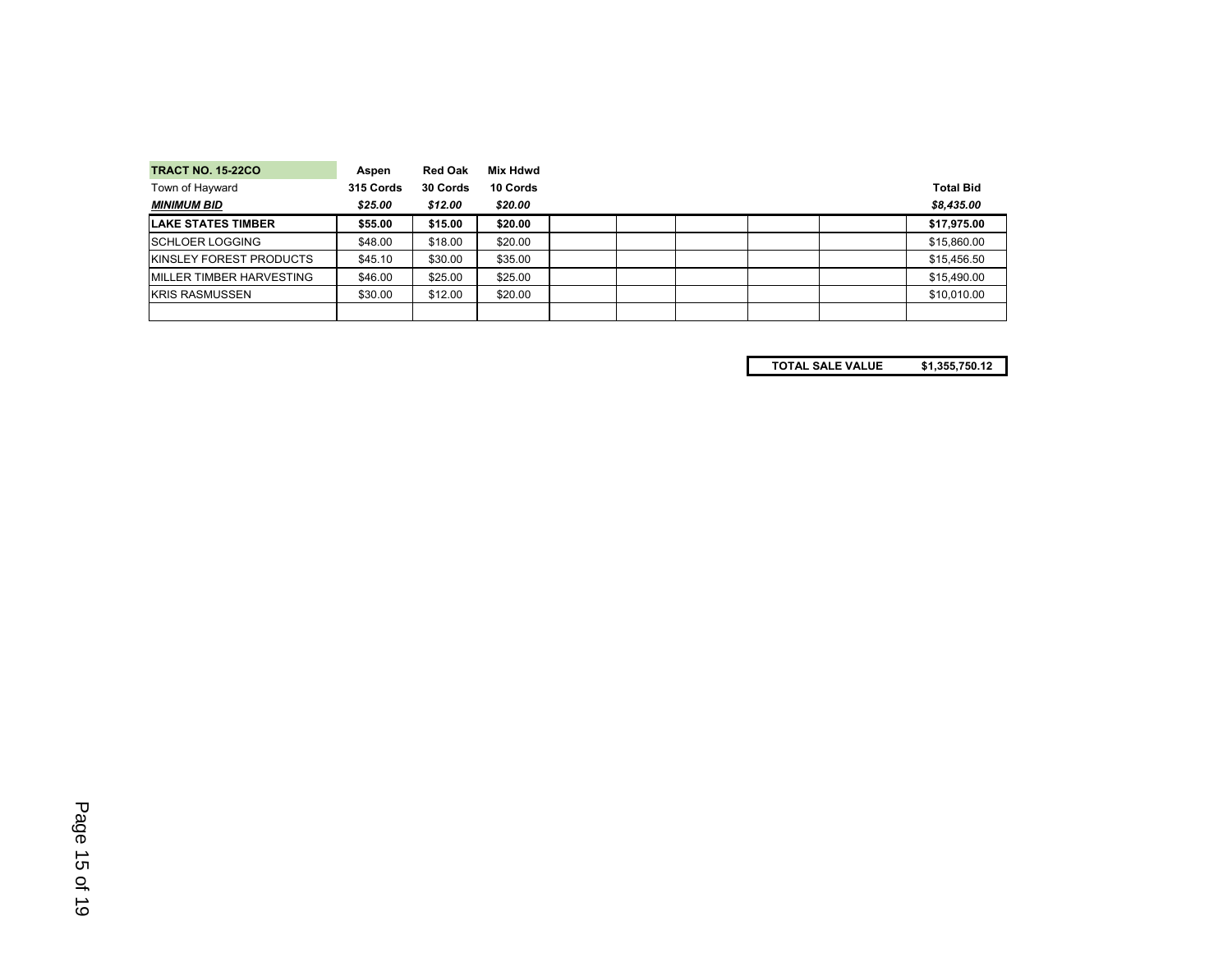| TRACT NO. 15-22CO | Aspen | Red Oak | Mix Hdwd | | | | | | |
|---|---|---|---|---|---|---|---|---|---|
| Town of Hayward | 315 Cords | 30 Cords | 10 Cords | | | | | | Total Bid |
| ***MINIMUM BID*** | *$25.00* | *$12.00* | *$20.00* | | | | | | *$8,435.00* |
| **LAKE STATES TIMBER** | **$55.00** | **$15.00** | **$20.00** | | | | | | **$17,975.00** |
| SCHLOER LOGGING | $48.00 | $18.00 | $20.00 | | | | | | $15,860.00 |
| KINSLEY FOREST PRODUCTS | $45.10 | $30.00 | $35.00 | | | | | | $15,456.50 |
| MILLER TIMBER HARVESTING | $46.00 | $25.00 | $25.00 | | | | | | $15,490.00 |
| KRIS RASMUSSEN | $30.00 | $12.00 | $20.00 | | | | | | $10,010.00 |
| | | | | | | | | | |

| TOTAL SALE VALUE | $1,355,750.12 |
|---|---|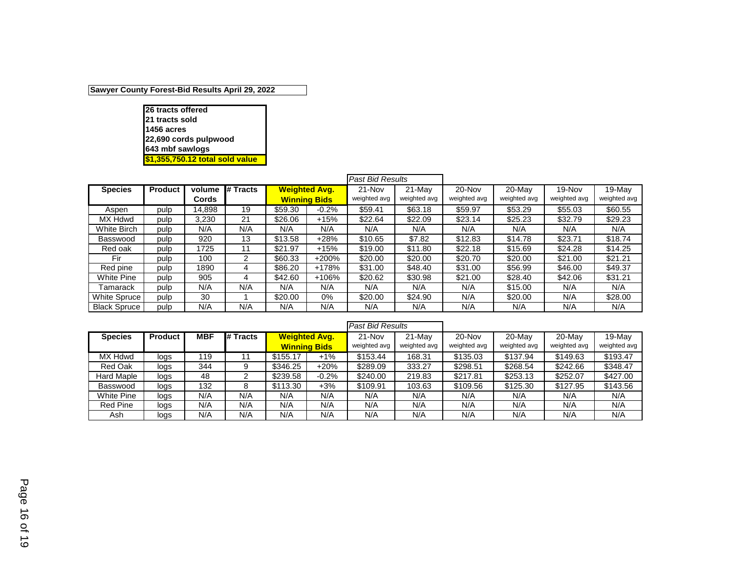**Sawyer County Forest-Bid Results April 29, 2022**

**26 tracts offered**
**21 tracts sold**
**1456 acres**
**22,690 cords pulpwood**
**643 mbf sawlogs**
**$1,355,750.12 total sold value**

| Species | Product | volume Cords | # Tracts | Weighted Avg. Winning Bids | | *Past Bid Results* 21-Nov weighted avg | 21-May weighted avg | 20-Nov weighted avg | 20-May weighted avg | 19-Nov weighted avg | 19-May weighted avg |
|---|---|---|---|---|---|---|---|---|---|---|---|
| Aspen | pulp | 14,898 | 19 | $59.30 | -0.2% | $59.41 | $63.18 | $59.97 | $53.29 | $55.03 | $60.55 |
| MX Hdwd | pulp | 3,230 | 21 | $26.06 | +15% | $22.64 | $22.09 | $23.14 | $25.23 | $32.79 | $29.23 |
| White Birch | pulp | N/A | N/A | N/A | N/A | N/A | N/A | N/A | N/A | N/A | N/A |
| Basswood | pulp | 920 | 13 | $13.58 | +28% | $10.65 | $7.82 | $12.83 | $14.78 | $23.71 | $18.74 |
| Red oak | pulp | 1725 | 11 | $21.97 | +15% | $19.00 | $11.80 | $22.18 | $15.69 | $24.28 | $14.25 |
| Fir | pulp | 100 | 2 | $60.33 | +200% | $20.00 | $20.00 | $20.70 | $20.00 | $21.00 | $21.21 |
| Red pine | pulp | 1890 | 4 | $86.20 | +178% | $31.00 | $48.40 | $31.00 | $56.99 | $46.00 | $49.37 |
| White Pine | pulp | 905 | 4 | $42.60 | +106% | $20.62 | $30.98 | $21.00 | $28.40 | $42.06 | $31.21 |
| Tamarack | pulp | N/A | N/A | N/A | N/A | N/A | N/A | N/A | $15.00 | N/A | N/A |
| White Spruce | pulp | 30 | 1 | $20.00 | 0% | $20.00 | $24.90 | N/A | $20.00 | N/A | $28.00 |
| Black Spruce | pulp | N/A | N/A | N/A | N/A | N/A | N/A | N/A | N/A | N/A | N/A |

| Species | Product | MBF | # Tracts | Weighted Avg. Winning Bids | | *Past Bid Results* 21-Nov weighted avg | 21-May weighted avg | 20-Nov weighted avg | 20-May weighted avg | 20-May weighted avg | 19-May weighted avg |
|---|---|---|---|---|---|---|---|---|---|---|---|
| MX Hdwd | logs | 119 | 11 | $155.17 | +1% | $153.44 | 168.31 | $135.03 | $137.94 | $149.63 | $193.47 |
| Red Oak | logs | 344 | 9 | $346.25 | +20% | $289.09 | 333.27 | $298.51 | $268.54 | $242.66 | $348.47 |
| Hard Maple | logs | 48 | 2 | $239.58 | -0.2% | $240.00 | 219.83 | $217.81 | $253.13 | $252.07 | $427.00 |
| Basswood | logs | 132 | 8 | $113.30 | +3% | $109.91 | 103.63 | $109.56 | $125.30 | $127.95 | $143.56 |
| White Pine | logs | N/A | N/A | N/A | N/A | N/A | N/A | N/A | N/A | N/A | N/A |
| Red Pine | logs | N/A | N/A | N/A | N/A | N/A | N/A | N/A | N/A | N/A | N/A |
| Ash | logs | N/A | N/A | N/A | N/A | N/A | N/A | N/A | N/A | N/A | N/A |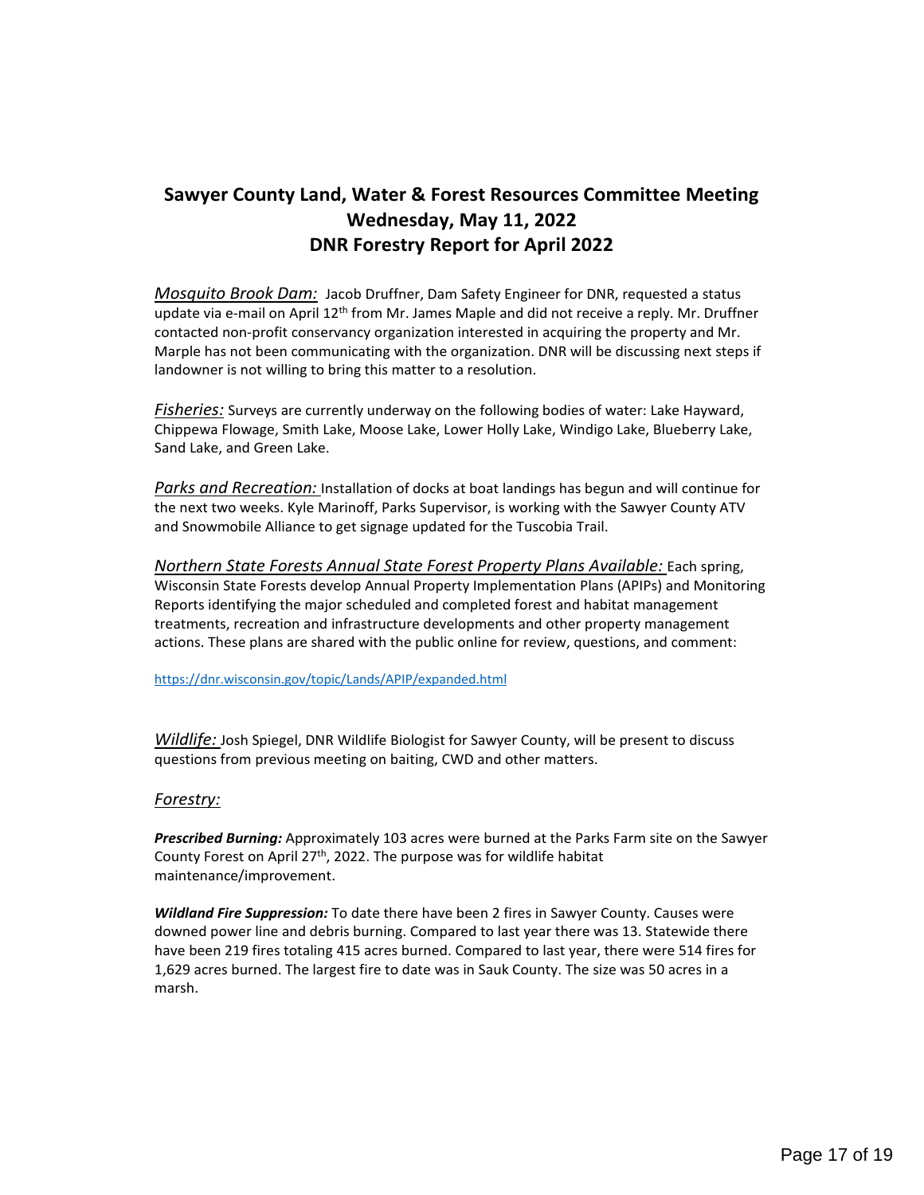# Sawyer County Land, Water & Forest Resources Committee Meeting
## Wednesday, May 11, 2022
## DNR Forestry Report for April 2022

*Mosquito Brook Dam:* Jacob Druffner, Dam Safety Engineer for DNR, requested a status update via e-mail on April 12th from Mr. James Maple and did not receive a reply. Mr. Druffner contacted non-profit conservancy organization interested in acquiring the property and Mr. Marple has not been communicating with the organization. DNR will be discussing next steps if landowner is not willing to bring this matter to a resolution.

*Fisheries:* Surveys are currently underway on the following bodies of water: Lake Hayward, Chippewa Flowage, Smith Lake, Moose Lake, Lower Holly Lake, Windigo Lake, Blueberry Lake, Sand Lake, and Green Lake.

*Parks and Recreation:* Installation of docks at boat landings has begun and will continue for the next two weeks. Kyle Marinoff, Parks Supervisor, is working with the Sawyer County ATV and Snowmobile Alliance to get signage updated for the Tuscobia Trail.

*Northern State Forests Annual State Forest Property Plans Available:* Each spring, Wisconsin State Forests develop Annual Property Implementation Plans (APIPs) and Monitoring Reports identifying the major scheduled and completed forest and habitat management treatments, recreation and infrastructure developments and other property management actions. These plans are shared with the public online for review, questions, and comment:

https://dnr.wisconsin.gov/topic/Lands/APIP/expanded.html

*Wildlife:* Josh Spiegel, DNR Wildlife Biologist for Sawyer County, will be present to discuss questions from previous meeting on baiting, CWD and other matters.

*Forestry:*

***Prescribed Burning:*** Approximately 103 acres were burned at the Parks Farm site on the Sawyer County Forest on April 27th, 2022. The purpose was for wildlife habitat maintenance/improvement.

***Wildland Fire Suppression:*** To date there have been 2 fires in Sawyer County. Causes were downed power line and debris burning. Compared to last year there was 13. Statewide there have been 219 fires totaling 415 acres burned. Compared to last year, there were 514 fires for 1,629 acres burned. The largest fire to date was in Sauk County. The size was 50 acres in a marsh.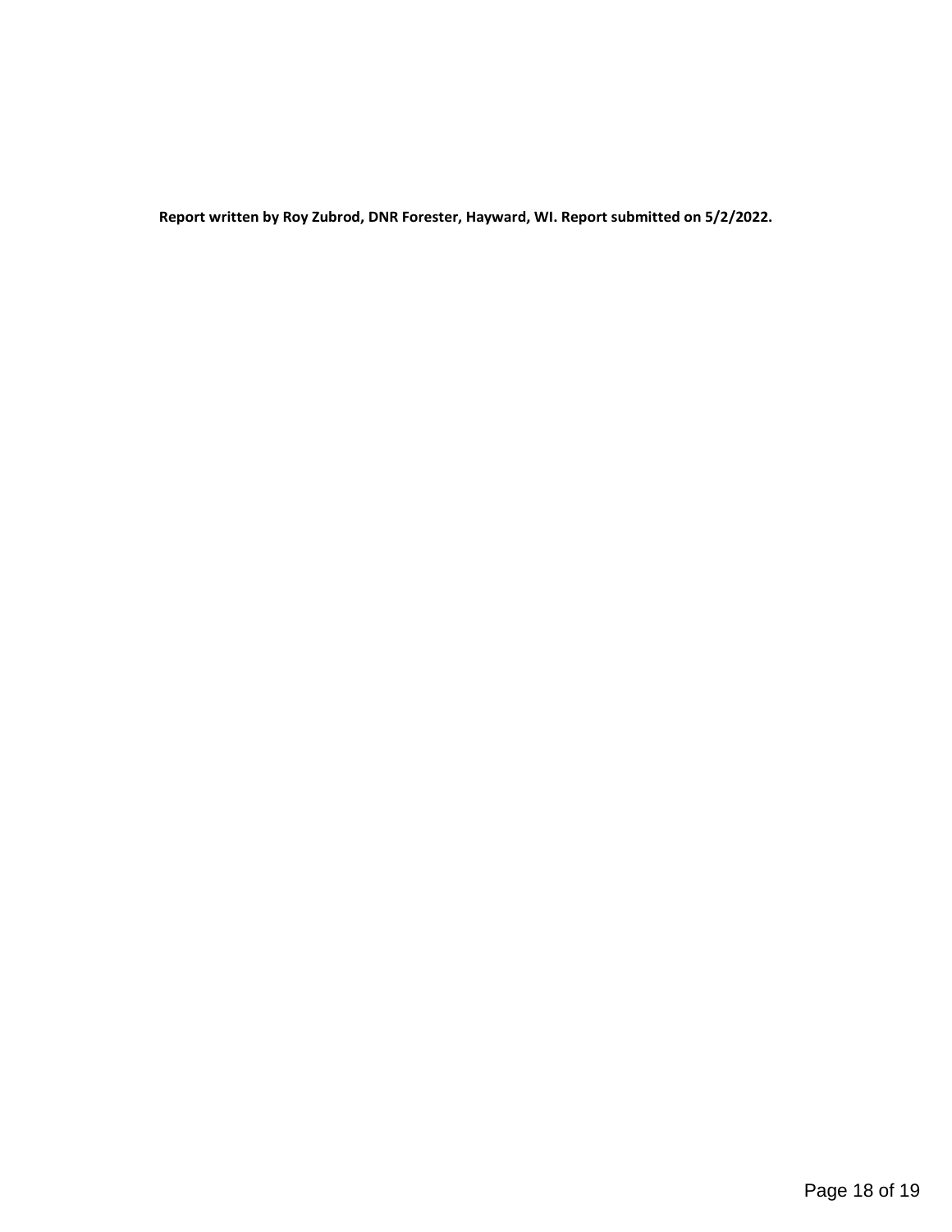**Report written by Roy Zubrod, DNR Forester, Hayward, WI. Report submitted on 5/2/2022.**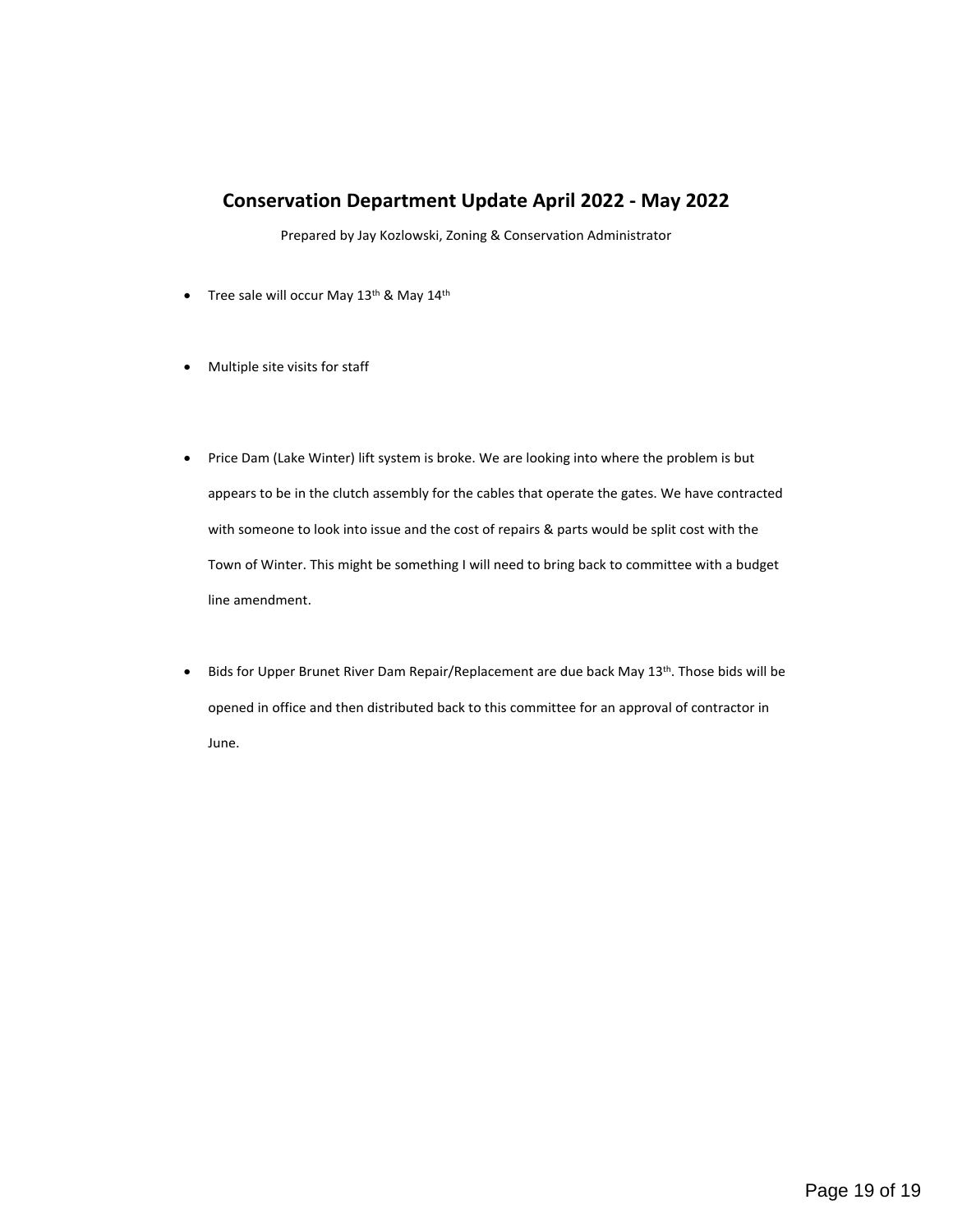# Conservation Department Update April 2022 - May 2022

Prepared by Jay Kozlowski, Zoning & Conservation Administrator

- Tree sale will occur May 13th & May 14th

- Multiple site visits for staff

- Price Dam (Lake Winter) lift system is broke. We are looking into where the problem is but appears to be in the clutch assembly for the cables that operate the gates. We have contracted with someone to look into issue and the cost of repairs & parts would be split cost with the Town of Winter. This might be something I will need to bring back to committee with a budget line amendment.

- Bids for Upper Brunet River Dam Repair/Replacement are due back May 13th. Those bids will be opened in office and then distributed back to this committee for an approval of contractor in June.